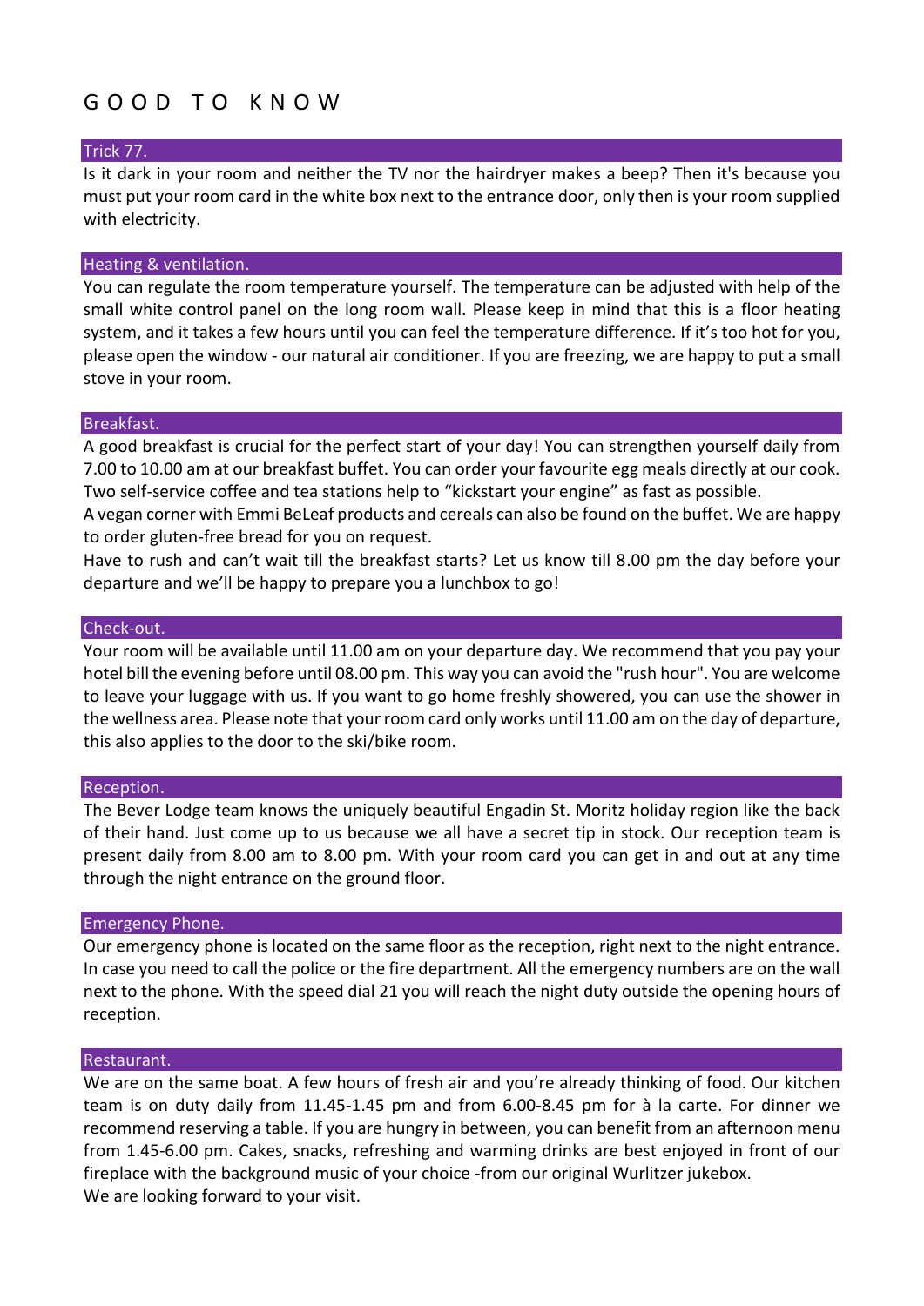# GOOD TO KNOW

## Trick 77.

Is it dark in your room and neither the TV nor the hairdryer makes a beep? Then it's because you must put your room card in the white box next to the entrance door, only then is your room supplied with electricity.

## Heating & ventilation.

You can regulate the room temperature yourself. The temperature can be adjusted with help of the small white control panel on the long room wall. Please keep in mind that this is a floor heating system, and it takes a few hours until you can feel the temperature difference. If it's too hot for you, please open the window - our natural air conditioner. If you are freezing, we are happy to put a small stove in your room.

## Breakfast.

A good breakfast is crucial for the perfect start of your day! You can strengthen yourself daily from 7.00 to 10.00 am at our breakfast buffet. You can order your favourite egg meals directly at our cook. Two self-service coffee and tea stations help to "kickstart your engine" as fast as possible.

A vegan corner with Emmi BeLeaf products and cereals can also be found on the buffet. We are happy to order gluten-free bread for you on request.

Have to rush and can't wait till the breakfast starts? Let us know till 8.00 pm the day before your departure and we'll be happy to prepare you a lunchbox to go!

## Check-out.

Your room will be available until 11.00 am on your departure day. We recommend that you pay your hotel bill the evening before until 08.00 pm. This way you can avoid the "rush hour". You are welcome to leave your luggage with us. If you want to go home freshly showered, you can use the shower in the wellness area. Please note that your room card only works until 11.00 am on the day of departure, this also applies to the door to the ski/bike room.

## Reception.

The Bever Lodge team knows the uniquely beautiful Engadin St. Moritz holiday region like the back of their hand. Just come up to us because we all have a secret tip in stock. Our reception team is present daily from 8.00 am to 8.00 pm. With your room card you can get in and out at any time through the night entrance on the ground floor.

## Emergency Phone.

Our emergency phone is located on the same floor as the reception, right next to the night entrance. In case you need to call the police or the fire department. All the emergency numbers are on the wall next to the phone. With the speed dial 21 you will reach the night duty outside the opening hours of reception.

## Restaurant.

We are on the same boat. A few hours of fresh air and you're already thinking of food. Our kitchen team is on duty daily from 11.45-1.45 pm and from 6.00-8.45 pm for à la carte. For dinner we recommend reserving a table. If you are hungry in between, you can benefit from an afternoon menu from 1.45-6.00 pm. Cakes, snacks, refreshing and warming drinks are best enjoyed in front of our fireplace with the background music of your choice -from our original Wurlitzer jukebox.

We are looking forward to your visit.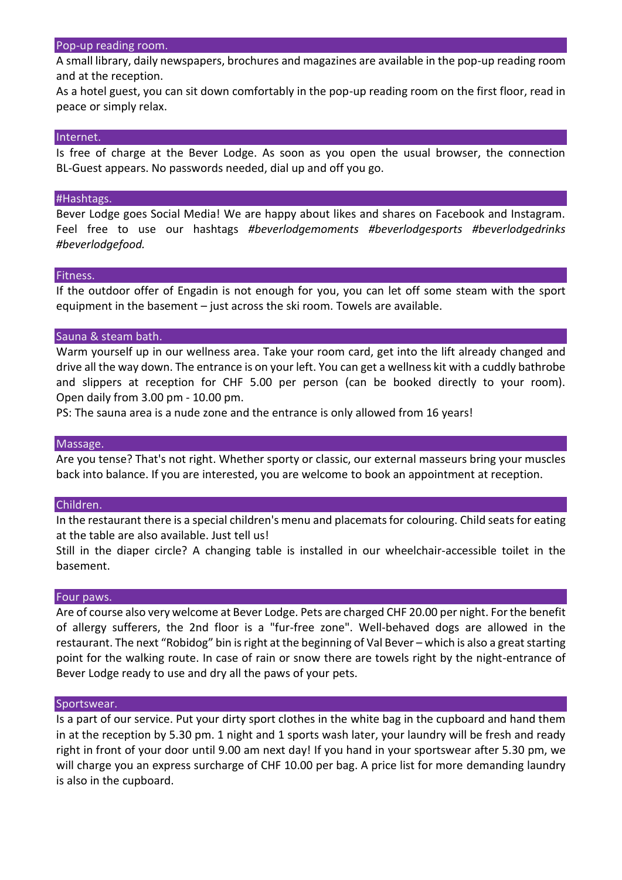## Pop-up reading room.

A small library, daily newspapers, brochures and magazines are available in the pop-up reading room and at the reception.

As a hotel guest, you can sit down comfortably in the pop-up reading room on the first floor, read in peace or simply relax.

## Internet.

Is free of charge at the Bever Lodge. As soon as you open the usual browser, the connection BL-Guest appears. No passwords needed, dial up and off you go.

## #Hashtags.

Bever Lodge goes Social Media! We are happy about likes and shares on Facebook and Instagram. Feel free to use our hashtags *#beverlodgemoments #beverlodgesports #beverlodgedrinks #beverlodgefood.*

## Fitness.

If the outdoor offer of Engadin is not enough for you, you can let off some steam with the sport equipment in the basement – just across the ski room. Towels are available.

## Sauna & steam bath.

Warm yourself up in our wellness area. Take your room card, get into the lift already changed and drive all the way down. The entrance is on your left. You can get a wellness kit with a cuddly bathrobe and slippers at reception for CHF 5.00 per person (can be booked directly to your room). Open daily from 3.00 pm - 10.00 pm.

PS: The sauna area is a nude zone and the entrance is only allowed from 16 years!

## Massage.

Are you tense? That's not right. Whether sporty or classic, our external masseurs bring your muscles back into balance. If you are interested, you are welcome to book an appointment at reception.

## Children.

In the restaurant there is a special children's menu and placemats for colouring. Child seats for eating at the table are also available. Just tell us!

Still in the diaper circle? A changing table is installed in our wheelchair-accessible toilet in the basement.

## Four paws.

Are of course also very welcome at Bever Lodge. Pets are charged CHF 20.00 per night. For the benefit of allergy sufferers, the 2nd floor is a "fur-free zone". Well-behaved dogs are allowed in the restaurant. The next "Robidog" bin is right at the beginning of Val Bever – which is also a great starting point for the walking route. In case of rain or snow there are towels right by the night-entrance of Bever Lodge ready to use and dry all the paws of your pets.

## Sportswear.

Is a part of our service. Put your dirty sport clothes in the white bag in the cupboard and hand them in at the reception by 5.30 pm. 1 night and 1 sports wash later, your laundry will be fresh and ready right in front of your door until 9.00 am next day! If you hand in your sportswear after 5.30 pm, we will charge you an express surcharge of CHF 10.00 per bag. A price list for more demanding laundry is also in the cupboard.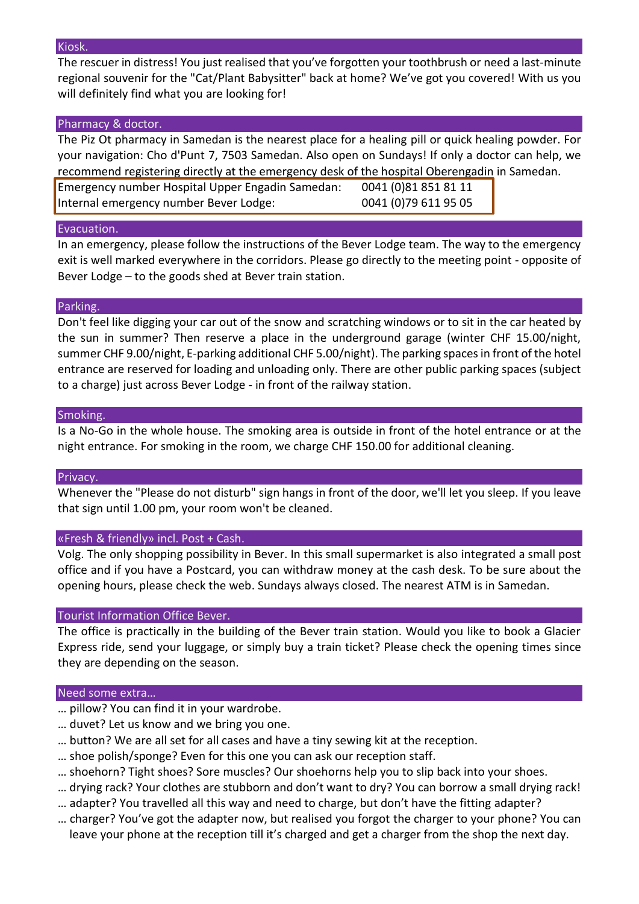## Kiosk.

The rescuer in distress! You just realised that you've forgotten your toothbrush or need a last-minute regional souvenir for the "Cat/Plant Babysitter" back at home? We've got you covered! With us you will definitely find what you are looking for!

## Pharmacy & doctor.

The Piz Ot pharmacy in Samedan is the nearest place for a healing pill or quick healing powder. For your navigation: Cho d'Punt 7, 7503 Samedan. Also open on Sundays! If only a doctor can help, we recommend registering directly at the emergency desk of the hospital Oberengadin in Samedan.

| | |
|---|---|
| Emergency number Hospital Upper Engadin Samedan: | 0041 (0)81 851 81 11 |
| Internal emergency number Bever Lodge: | 0041 (0)79 611 95 05 |

## Evacuation.

In an emergency, please follow the instructions of the Bever Lodge team. The way to the emergency exit is well marked everywhere in the corridors. Please go directly to the meeting point - opposite of Bever Lodge – to the goods shed at Bever train station.

## Parking.

Don't feel like digging your car out of the snow and scratching windows or to sit in the car heated by the sun in summer? Then reserve a place in the underground garage (winter CHF 15.00/night, summer CHF 9.00/night, E-parking additional CHF 5.00/night). The parking spaces in front of the hotel entrance are reserved for loading and unloading only. There are other public parking spaces (subject to a charge) just across Bever Lodge - in front of the railway station.

## Smoking.

Is a No-Go in the whole house. The smoking area is outside in front of the hotel entrance or at the night entrance. For smoking in the room, we charge CHF 150.00 for additional cleaning.

## Privacy.

Whenever the "Please do not disturb" sign hangs in front of the door, we'll let you sleep. If you leave that sign until 1.00 pm, your room won't be cleaned.

## «Fresh & friendly» incl. Post + Cash.

Volg. The only shopping possibility in Bever. In this small supermarket is also integrated a small post office and if you have a Postcard, you can withdraw money at the cash desk. To be sure about the opening hours, please check the web. Sundays always closed. The nearest ATM is in Samedan.

## Tourist Information Office Bever.

The office is practically in the building of the Bever train station. Would you like to book a Glacier Express ride, send your luggage, or simply buy a train ticket? Please check the opening times since they are depending on the season.

## Need some extra…

- … pillow? You can find it in your wardrobe.
- … duvet? Let us know and we bring you one.
- … button? We are all set for all cases and have a tiny sewing kit at the reception.
- … shoe polish/sponge? Even for this one you can ask our reception staff.
- … shoehorn? Tight shoes? Sore muscles? Our shoehorns help you to slip back into your shoes.
- … drying rack? Your clothes are stubborn and don't want to dry? You can borrow a small drying rack!
- … adapter? You travelled all this way and need to charge, but don't have the fitting adapter?
- … charger? You've got the adapter now, but realised you forgot the charger to your phone? You can leave your phone at the reception till it's charged and get a charger from the shop the next day.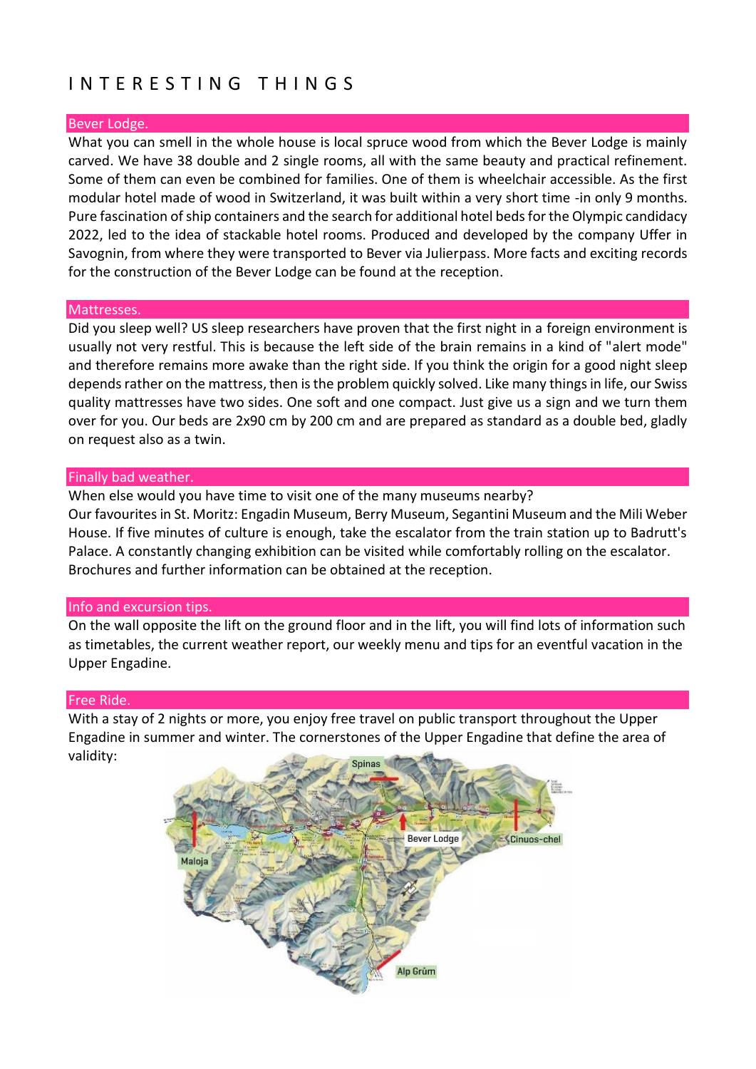# INTERESTING THINGS

## Bever Lodge.

What you can smell in the whole house is local spruce wood from which the Bever Lodge is mainly carved. We have 38 double and 2 single rooms, all with the same beauty and practical refinement. Some of them can even be combined for families. One of them is wheelchair accessible. As the first modular hotel made of wood in Switzerland, it was built within a very short time -in only 9 months. Pure fascination of ship containers and the search for additional hotel beds for the Olympic candidacy 2022, led to the idea of stackable hotel rooms. Produced and developed by the company Uffer in Savognin, from where they were transported to Bever via Julierpass. More facts and exciting records for the construction of the Bever Lodge can be found at the reception.

## Mattresses.

Did you sleep well? US sleep researchers have proven that the first night in a foreign environment is usually not very restful. This is because the left side of the brain remains in a kind of "alert mode" and therefore remains more awake than the right side. If you think the origin for a good night sleep depends rather on the mattress, then is the problem quickly solved. Like many things in life, our Swiss quality mattresses have two sides. One soft and one compact. Just give us a sign and we turn them over for you. Our beds are 2x90 cm by 200 cm and are prepared as standard as a double bed, gladly on request also as a twin.

## Finally bad weather.

When else would you have time to visit one of the many museums nearby?
Our favourites in St. Moritz: Engadin Museum, Berry Museum, Segantini Museum and the Mili Weber House. If five minutes of culture is enough, take the escalator from the train station up to Badrutt's Palace. A constantly changing exhibition can be visited while comfortably rolling on the escalator. Brochures and further information can be obtained at the reception.

## Info and excursion tips.

On the wall opposite the lift on the ground floor and in the lift, you will find lots of information such as timetables, the current weather report, our weekly menu and tips for an eventful vacation in the Upper Engadine.

## Free Ride.

With a stay of 2 nights or more, you enjoy free travel on public transport throughout the Upper Engadine in summer and winter. The cornerstones of the Upper Engadine that define the area of validity: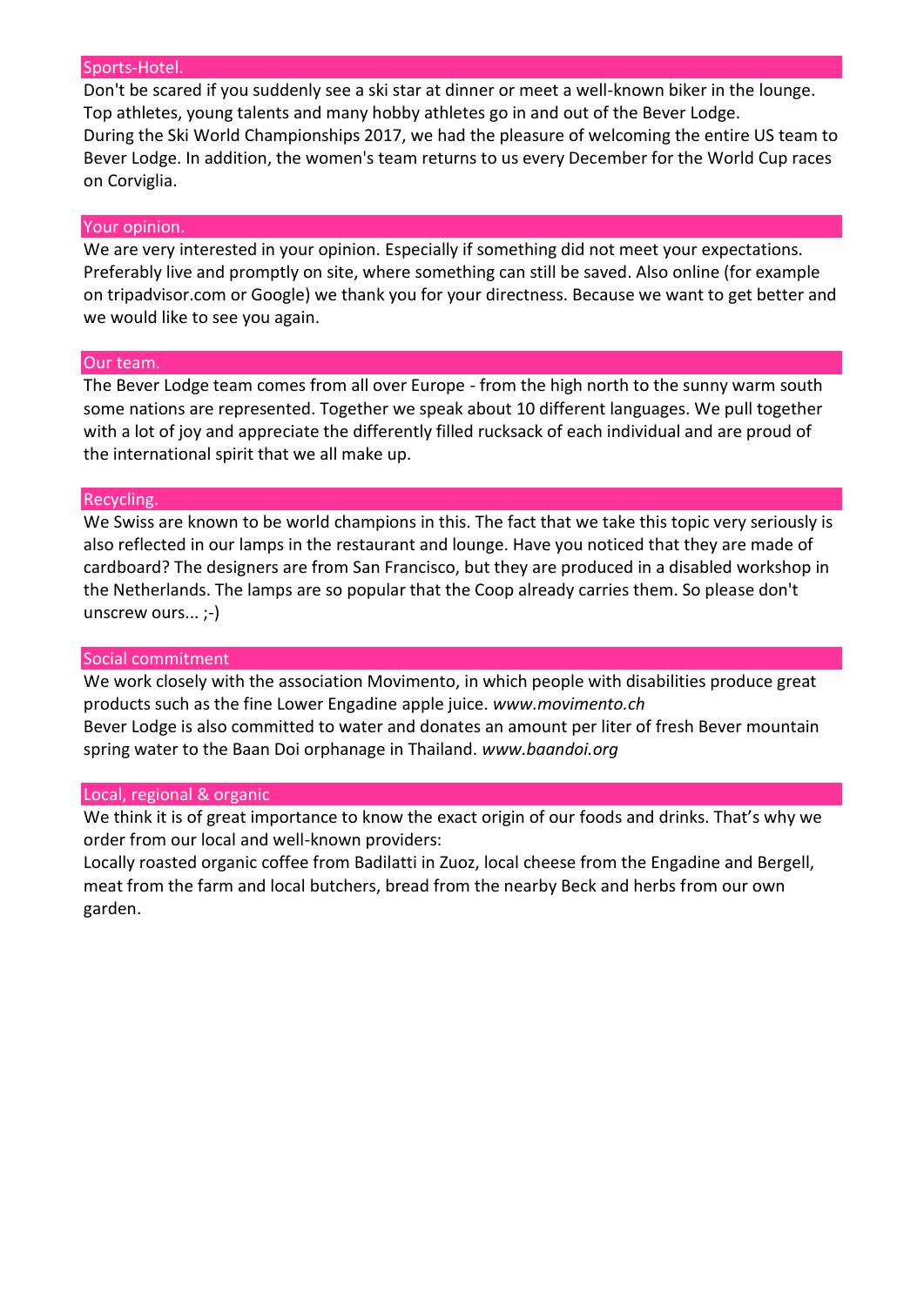## Sports-Hotel.

Don't be scared if you suddenly see a ski star at dinner or meet a well-known biker in the lounge. Top athletes, young talents and many hobby athletes go in and out of the Bever Lodge.
During the Ski World Championships 2017, we had the pleasure of welcoming the entire US team to Bever Lodge. In addition, the women's team returns to us every December for the World Cup races on Corviglia.

## Your opinion.

We are very interested in your opinion. Especially if something did not meet your expectations. Preferably live and promptly on site, where something can still be saved. Also online (for example on tripadvisor.com or Google) we thank you for your directness. Because we want to get better and we would like to see you again.

## Our team.

The Bever Lodge team comes from all over Europe - from the high north to the sunny warm south some nations are represented. Together we speak about 10 different languages. We pull together with a lot of joy and appreciate the differently filled rucksack of each individual and are proud of the international spirit that we all make up.

## Recycling.

We Swiss are known to be world champions in this. The fact that we take this topic very seriously is also reflected in our lamps in the restaurant and lounge. Have you noticed that they are made of cardboard? The designers are from San Francisco, but they are produced in a disabled workshop in the Netherlands. The lamps are so popular that the Coop already carries them. So please don't unscrew ours... ;-)

## Social commitment

We work closely with the association Movimento, in which people with disabilities produce great products such as the fine Lower Engadine apple juice. *www.movimento.ch*
Bever Lodge is also committed to water and donates an amount per liter of fresh Bever mountain spring water to the Baan Doi orphanage in Thailand. *www.baandoi.org*

## Local, regional & organic

We think it is of great importance to know the exact origin of our foods and drinks. That's why we order from our local and well-known providers:
Locally roasted organic coffee from Badilatti in Zuoz, local cheese from the Engadine and Bergell, meat from the farm and local butchers, bread from the nearby Beck and herbs from our own garden.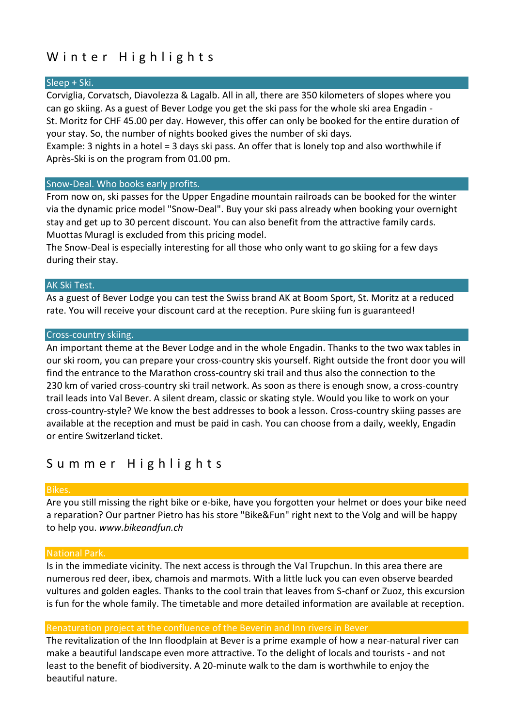# Winter Highlights

### Sleep + Ski.

Corviglia, Corvatsch, Diavolezza & Lagalb. All in all, there are 350 kilometers of slopes where you can go skiing. As a guest of Bever Lodge you get the ski pass for the whole ski area Engadin - St. Moritz for CHF 45.00 per day. However, this offer can only be booked for the entire duration of your stay. So, the number of nights booked gives the number of ski days.
Example: 3 nights in a hotel = 3 days ski pass. An offer that is lonely top and also worthwhile if Après-Ski is on the program from 01.00 pm.

### Snow-Deal. Who books early profits.

From now on, ski passes for the Upper Engadine mountain railroads can be booked for the winter via the dynamic price model "Snow-Deal". Buy your ski pass already when booking your overnight stay and get up to 30 percent discount. You can also benefit from the attractive family cards. Muottas Muragl is excluded from this pricing model.
The Snow-Deal is especially interesting for all those who only want to go skiing for a few days during their stay.

### AK Ski Test.

As a guest of Bever Lodge you can test the Swiss brand AK at Boom Sport, St. Moritz at a reduced rate. You will receive your discount card at the reception. Pure skiing fun is guaranteed!

### Cross-country skiing.

An important theme at the Bever Lodge and in the whole Engadin. Thanks to the two wax tables in our ski room, you can prepare your cross-country skis yourself. Right outside the front door you will find the entrance to the Marathon cross-country ski trail and thus also the connection to the 230 km of varied cross-country ski trail network. As soon as there is enough snow, a cross-country trail leads into Val Bever. A silent dream, classic or skating style. Would you like to work on your cross-country-style? We know the best addresses to book a lesson. Cross-country skiing passes are available at the reception and must be paid in cash. You can choose from a daily, weekly, Engadin or entire Switzerland ticket.

# Summer Highlights

### Bikes.

Are you still missing the right bike or e-bike, have you forgotten your helmet or does your bike need a reparation? Our partner Pietro has his store "Bike&Fun" right next to the Volg and will be happy to help you. *www.bikeandfun.ch*

### National Park.

Is in the immediate vicinity. The next access is through the Val Trupchun. In this area there are numerous red deer, ibex, chamois and marmots. With a little luck you can even observe bearded vultures and golden eagles. Thanks to the cool train that leaves from S-chanf or Zuoz, this excursion is fun for the whole family. The timetable and more detailed information are available at reception.

### Renaturation project at the confluence of the Beverin and Inn rivers in Bever

The revitalization of the Inn floodplain at Bever is a prime example of how a near-natural river can make a beautiful landscape even more attractive. To the delight of locals and tourists - and not least to the benefit of biodiversity. A 20-minute walk to the dam is worthwhile to enjoy the beautiful nature.